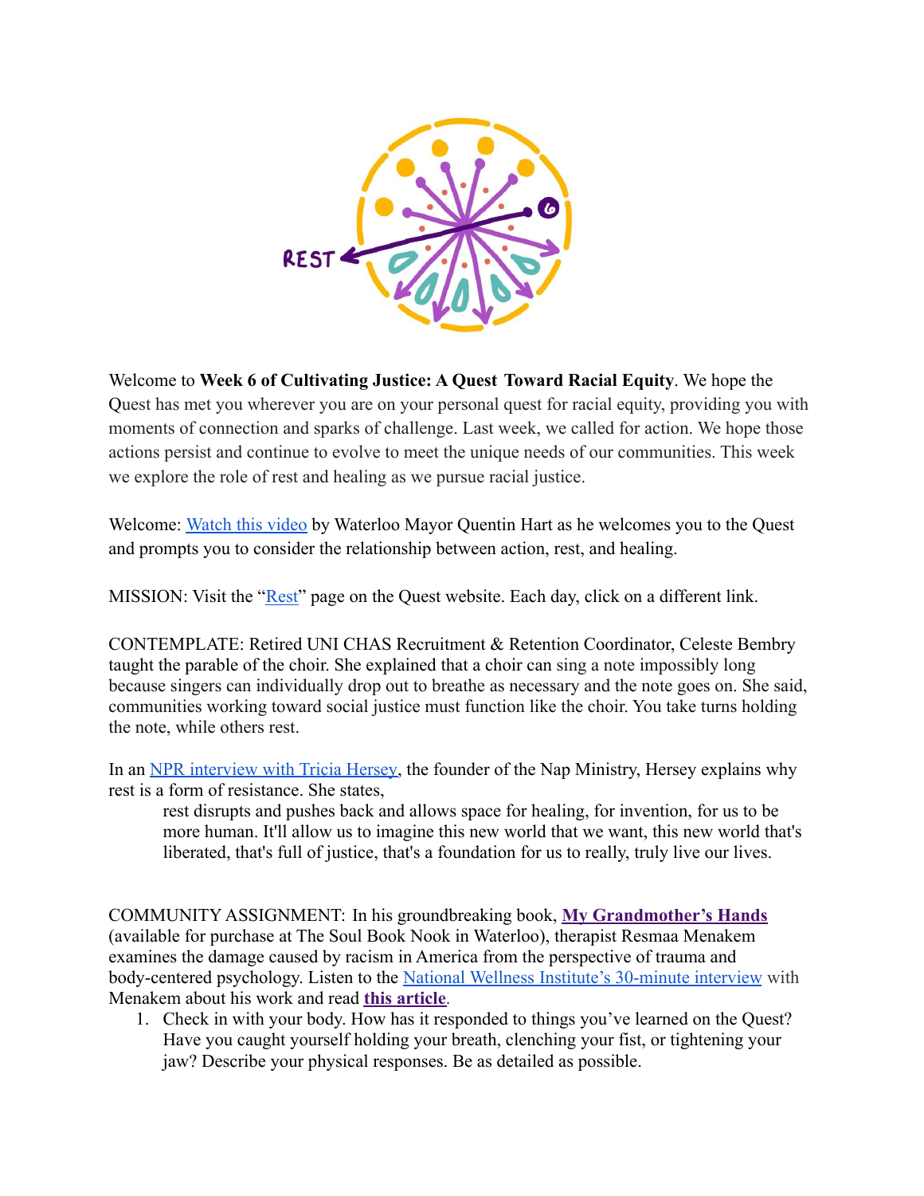Welcome to **Week 6 of Cultivating Justice: A Quest Toward Racial Equity**. We hope the Quest has met you wherever you are on your personal quest for racial equity, providing you with moments of connection and sparks of challenge. Last week, we called for action. We hope those actions persist and continue to evolve to meet the unique needs of our communities. This week we explore the role of rest and healing as we pursue racial justice.

Welcome: Watch this video by Waterloo Mayor Quentin Hart as he welcomes you to the Quest and prompts you to consider the relationship between action, rest, and healing.

MISSION: Visit the "Rest" page on the Quest website. Each day, click on a different link.

CONTEMPLATE: Retired UNI CHAS Recruitment & Retention Coordinator, Celeste Bembry taught the parable of the choir. She explained that a choir can sing a note impossibly long because singers can individually drop out to breathe as necessary and the note goes on. She said, communities working toward social justice must function like the choir. You take turns holding the note, while others rest.

In an NPR interview with Tricia Hersey, the founder of the Nap Ministry, Hersey explains why rest is a form of resistance. She states,

> rest disrupts and pushes back and allows space for healing, for invention, for us to be more human. It'll allow us to imagine this new world that we want, this new world that's liberated, that's full of justice, that's a foundation for us to really, truly live our lives.

COMMUNITY ASSIGNMENT: In his groundbreaking book, **My Grandmother's Hands** (available for purchase at The Soul Book Nook in Waterloo), therapist Resmaa Menakem examines the damage caused by racism in America from the perspective of trauma and body-centered psychology. Listen to the National Wellness Institute's 30-minute interview with Menakem about his work and read **this article**.

1. Check in with your body. How has it responded to things you've learned on the Quest? Have you caught yourself holding your breath, clenching your fist, or tightening your jaw? Describe your physical responses. Be as detailed as possible.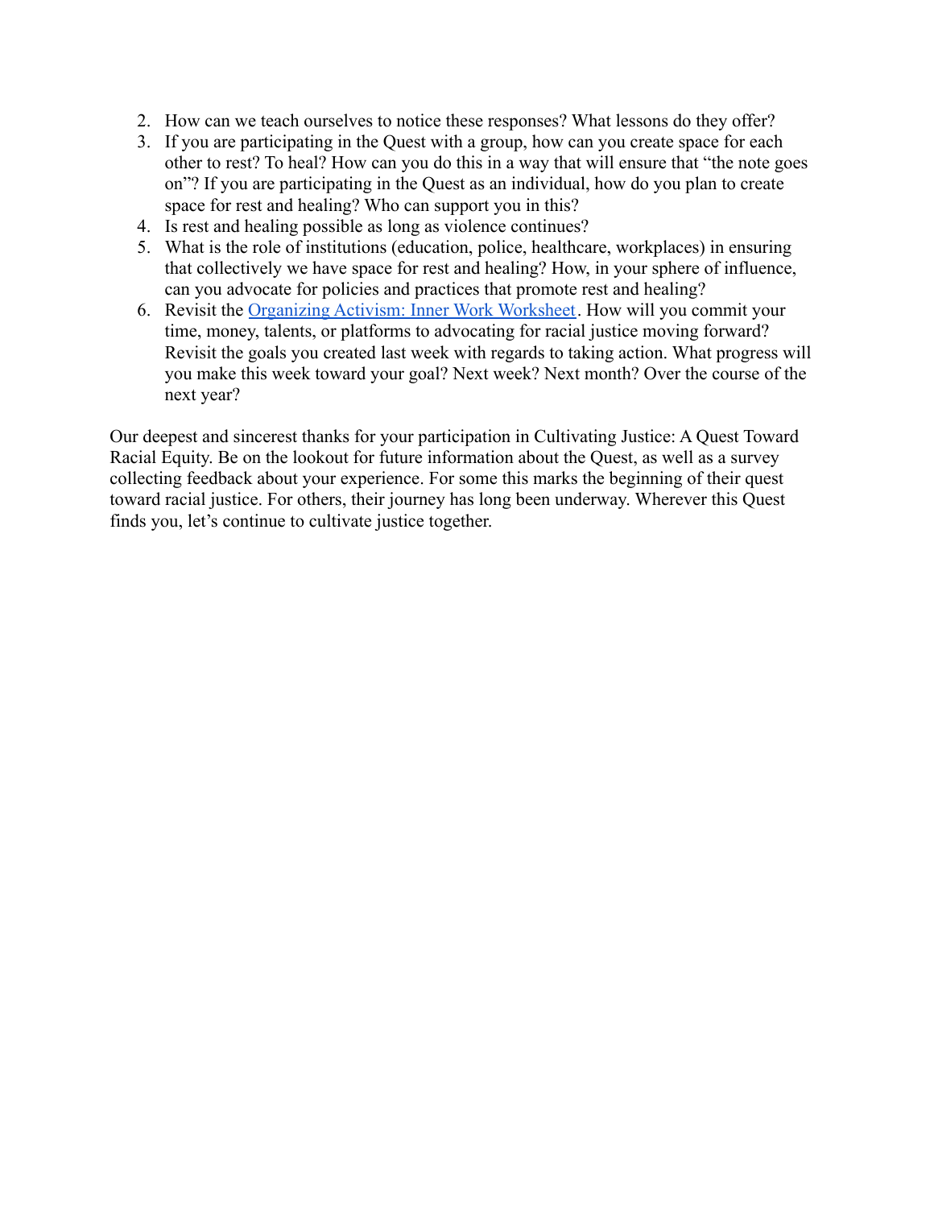2. How can we teach ourselves to notice these responses? What lessons do they offer?
3. If you are participating in the Quest with a group, how can you create space for each other to rest? To heal? How can you do this in a way that will ensure that "the note goes on"? If you are participating in the Quest as an individual, how do you plan to create space for rest and healing? Who can support you in this?
4. Is rest and healing possible as long as violence continues?
5. What is the role of institutions (education, police, healthcare, workplaces) in ensuring that collectively we have space for rest and healing? How, in your sphere of influence, can you advocate for policies and practices that promote rest and healing?
6. Revisit the Organizing Activism: Inner Work Worksheet. How will you commit your time, money, talents, or platforms to advocating for racial justice moving forward? Revisit the goals you created last week with regards to taking action. What progress will you make this week toward your goal? Next week? Next month? Over the course of the next year?

Our deepest and sincerest thanks for your participation in Cultivating Justice: A Quest Toward Racial Equity. Be on the lookout for future information about the Quest, as well as a survey collecting feedback about your experience. For some this marks the beginning of their quest toward racial justice. For others, their journey has long been underway. Wherever this Quest finds you, let's continue to cultivate justice together.